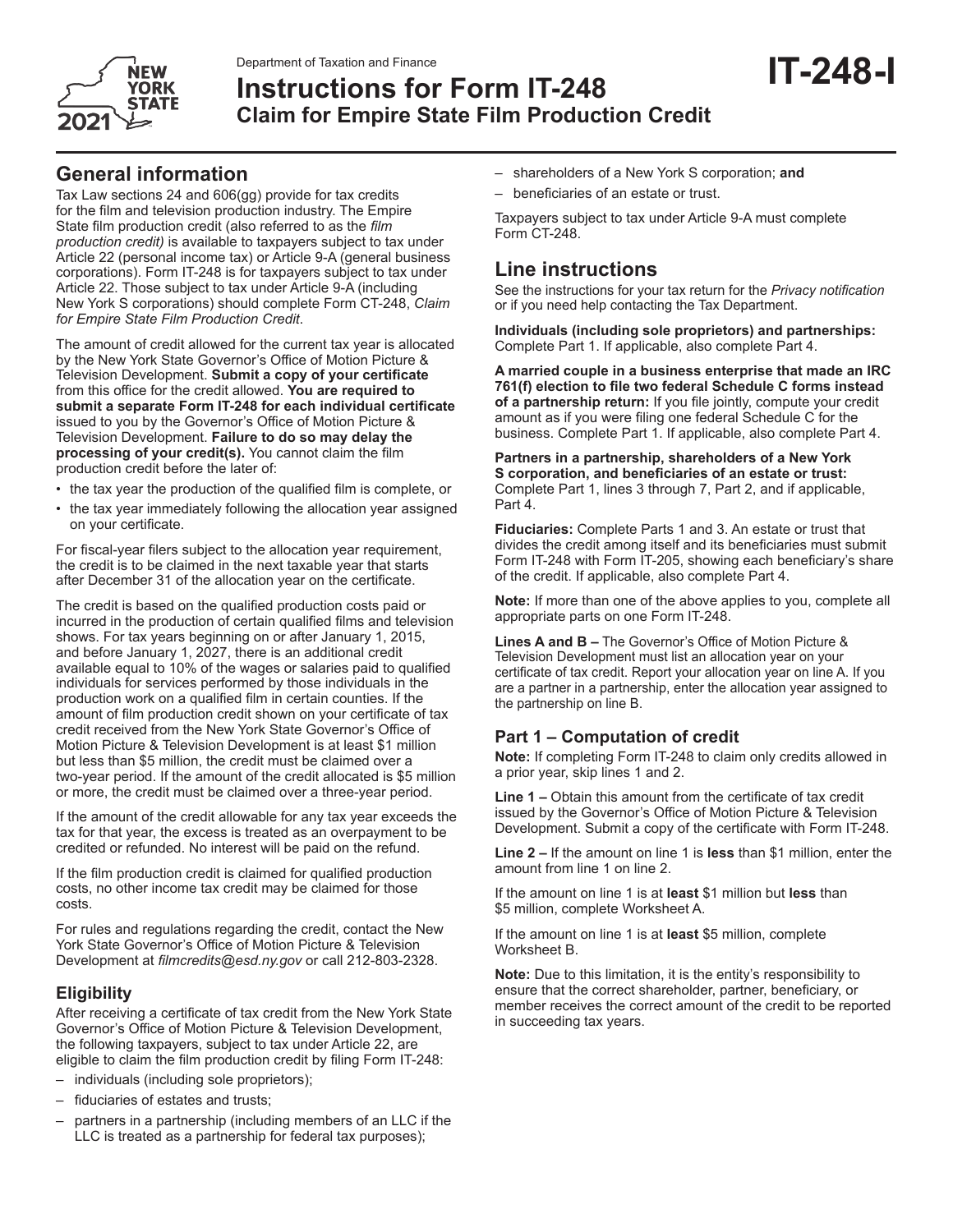Department of Taxation and Finance

# Instructions for Form IT-248 Claim for Empire State Film Production Credit

**IT-248-I**

## General information

Tax Law sections 24 and 606(gg) provide for tax credits for the film and television production industry. The Empire State film production credit (also referred to as the *film production credit)* is available to taxpayers subject to tax under Article 22 (personal income tax) or Article 9-A (general business corporations). Form IT-248 is for taxpayers subject to tax under Article 22. Those subject to tax under Article 9-A (including New York S corporations) should complete Form CT-248, *Claim for Empire State Film Production Credit*.

The amount of credit allowed for the current tax year is allocated by the New York State Governor's Office of Motion Picture & Television Development. **Submit a copy of your certificate** from this office for the credit allowed. **You are required to submit a separate Form IT-248 for each individual certificate** issued to you by the Governor's Office of Motion Picture & Television Development. **Failure to do so may delay the processing of your credit(s).** You cannot claim the film production credit before the later of:

- the tax year the production of the qualified film is complete, or
- the tax year immediately following the allocation year assigned on your certificate.

For fiscal-year filers subject to the allocation year requirement, the credit is to be claimed in the next taxable year that starts after December 31 of the allocation year on the certificate.

The credit is based on the qualified production costs paid or incurred in the production of certain qualified films and television shows. For tax years beginning on or after January 1, 2015, and before January 1, 2027, there is an additional credit available equal to 10% of the wages or salaries paid to qualified individuals for services performed by those individuals in the production work on a qualified film in certain counties. If the amount of film production credit shown on your certificate of tax credit received from the New York State Governor's Office of Motion Picture & Television Development is at least $1 million but less than $5 million, the credit must be claimed over a two-year period. If the amount of the credit allocated is $5 million or more, the credit must be claimed over a three-year period.

If the amount of the credit allowable for any tax year exceeds the tax for that year, the excess is treated as an overpayment to be credited or refunded. No interest will be paid on the refund.

If the film production credit is claimed for qualified production costs, no other income tax credit may be claimed for those costs.

For rules and regulations regarding the credit, contact the New York State Governor's Office of Motion Picture & Television Development at *filmcredits@esd.ny.gov* or call 212-803-2328.

### Eligibility

After receiving a certificate of tax credit from the New York State Governor's Office of Motion Picture & Television Development, the following taxpayers, subject to tax under Article 22, are eligible to claim the film production credit by filing Form IT-248:

- individuals (including sole proprietors);
- fiduciaries of estates and trusts;
- partners in a partnership (including members of an LLC if the LLC is treated as a partnership for federal tax purposes);
- shareholders of a New York S corporation; **and**
- beneficiaries of an estate or trust.

Taxpayers subject to tax under Article 9-A must complete Form CT-248.

## Line instructions

See the instructions for your tax return for the *Privacy notification* or if you need help contacting the Tax Department.

**Individuals (including sole proprietors) and partnerships:** Complete Part 1. If applicable, also complete Part 4.

**A married couple in a business enterprise that made an IRC 761(f) election to file two federal Schedule C forms instead of a partnership return:** If you file jointly, compute your credit amount as if you were filing one federal Schedule C for the business. Complete Part 1. If applicable, also complete Part 4.

**Partners in a partnership, shareholders of a New York S corporation, and beneficiaries of an estate or trust:** Complete Part 1, lines 3 through 7, Part 2, and if applicable, Part 4.

**Fiduciaries:** Complete Parts 1 and 3. An estate or trust that divides the credit among itself and its beneficiaries must submit Form IT-248 with Form IT-205, showing each beneficiary's share of the credit. If applicable, also complete Part 4.

**Note:** If more than one of the above applies to you, complete all appropriate parts on one Form IT-248.

**Lines A and B –** The Governor's Office of Motion Picture & Television Development must list an allocation year on your certificate of tax credit. Report your allocation year on line A. If you are a partner in a partnership, enter the allocation year assigned to the partnership on line B.

### Part 1 – Computation of credit

**Note:** If completing Form IT-248 to claim only credits allowed in a prior year, skip lines 1 and 2.

**Line 1 –** Obtain this amount from the certificate of tax credit issued by the Governor's Office of Motion Picture & Television Development. Submit a copy of the certificate with Form IT-248.

**Line 2 –** If the amount on line 1 is **less** than $1 million, enter the amount from line 1 on line 2.

If the amount on line 1 is at **least** $1 million but **less** than $5 million, complete Worksheet A.

If the amount on line 1 is at **least** $5 million, complete Worksheet B.

**Note:** Due to this limitation, it is the entity's responsibility to ensure that the correct shareholder, partner, beneficiary, or member receives the correct amount of the credit to be reported in succeeding tax years.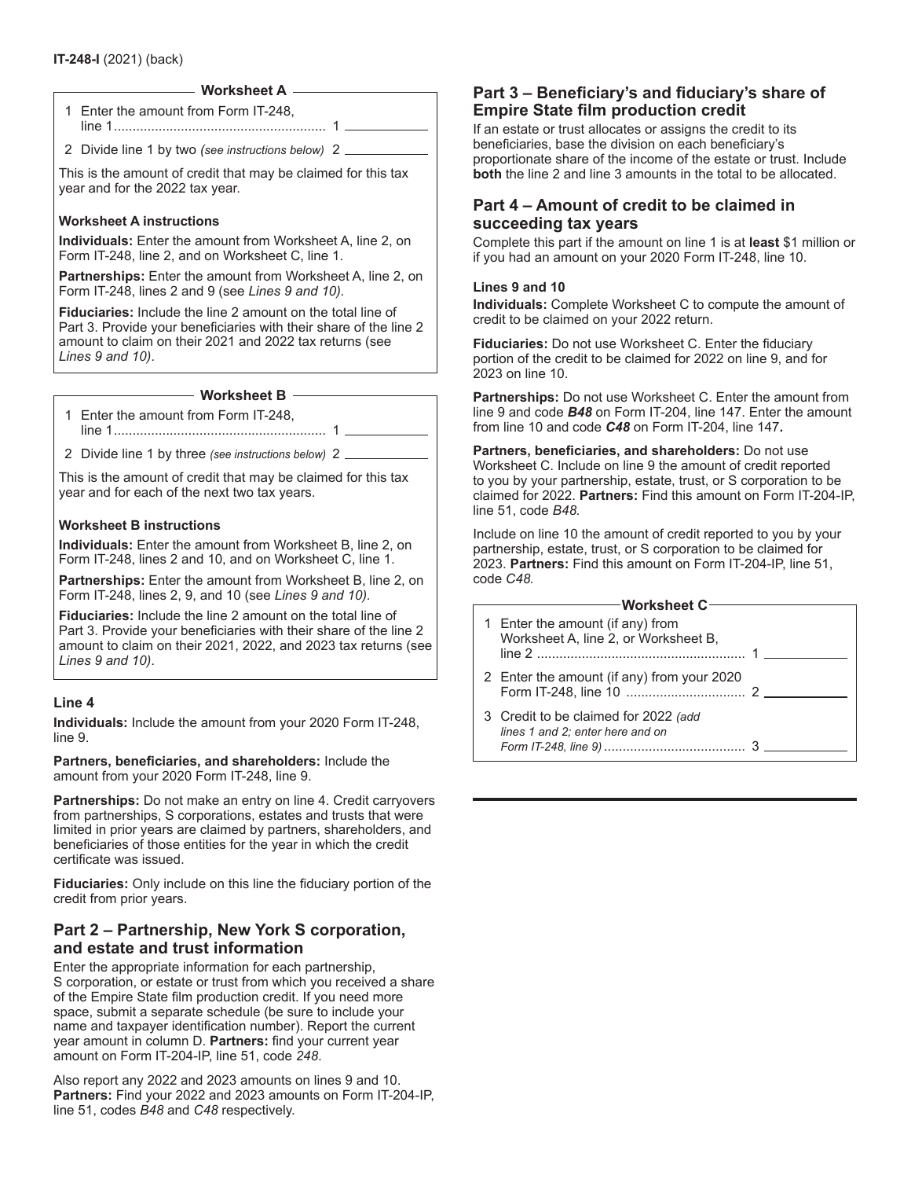### Worksheet A

| | | |
|---|---|---|
| 1 | Enter the amount from Form IT-248, line 1 | 1 ____________ |
| 2 | Divide line 1 by two *(see instructions below)* | 2 ____________ |

This is the amount of credit that may be claimed for this tax year and for the 2022 tax year.

**Worksheet A instructions**

**Individuals:** Enter the amount from Worksheet A, line 2, on Form IT-248, line 2, and on Worksheet C, line 1.

**Partnerships:** Enter the amount from Worksheet A, line 2, on Form IT-248, lines 2 and 9 (see *Lines 9 and 10)*.

**Fiduciaries:** Include the line 2 amount on the total line of Part 3. Provide your beneficiaries with their share of the line 2 amount to claim on their 2021 and 2022 tax returns (see *Lines 9 and 10)*.

### Worksheet B

| | | |
|---|---|---|
| 1 | Enter the amount from Form IT-248, line 1 | 1 ____________ |
| 2 | Divide line 1 by three *(see instructions below)* | 2 ____________ |

This is the amount of credit that may be claimed for this tax year and for each of the next two tax years.

**Worksheet B instructions**

**Individuals:** Enter the amount from Worksheet B, line 2, on Form IT-248, lines 2 and 10, and on Worksheet C, line 1.

**Partnerships:** Enter the amount from Worksheet B, line 2, on Form IT-248, lines 2, 9, and 10 (see *Lines 9 and 10)*.

**Fiduciaries:** Include the line 2 amount on the total line of Part 3. Provide your beneficiaries with their share of the line 2 amount to claim on their 2021, 2022, and 2023 tax returns (see *Lines 9 and 10)*.

### Line 4

**Individuals:** Include the amount from your 2020 Form IT-248, line 9.

**Partners, beneficiaries, and shareholders:** Include the amount from your 2020 Form IT-248, line 9.

**Partnerships:** Do not make an entry on line 4. Credit carryovers from partnerships, S corporations, estates and trusts that were limited in prior years are claimed by partners, shareholders, and beneficiaries of those entities for the year in which the credit certificate was issued.

**Fiduciaries:** Only include on this line the fiduciary portion of the credit from prior years.

## Part 2 – Partnership, New York S corporation, and estate and trust information

Enter the appropriate information for each partnership, S corporation, or estate or trust from which you received a share of the Empire State film production credit. If you need more space, submit a separate schedule (be sure to include your name and taxpayer identification number). Report the current year amount in column D. **Partners:** find your current year amount on Form IT-204-IP, line 51, code *248*.

Also report any 2022 and 2023 amounts on lines 9 and 10. **Partners:** Find your 2022 and 2023 amounts on Form IT-204-IP, line 51, codes *B48* and *C48* respectively.

## Part 3 – Beneficiary's and fiduciary's share of Empire State film production credit

If an estate or trust allocates or assigns the credit to its beneficiaries, base the division on each beneficiary's proportionate share of the income of the estate or trust. Include **both** the line 2 and line 3 amounts in the total to be allocated.

## Part 4 – Amount of credit to be claimed in succeeding tax years

Complete this part if the amount on line 1 is at **least** $1 million or if you had an amount on your 2020 Form IT-248, line 10.

### Lines 9 and 10

**Individuals:** Complete Worksheet C to compute the amount of credit to be claimed on your 2022 return.

**Fiduciaries:** Do not use Worksheet C. Enter the fiduciary portion of the credit to be claimed for 2022 on line 9, and for 2023 on line 10.

**Partnerships:** Do not use Worksheet C. Enter the amount from line 9 and code ***B48*** on Form IT-204, line 147. Enter the amount from line 10 and code ***C48*** on Form IT-204, line 147**.**

**Partners, beneficiaries, and shareholders:** Do not use Worksheet C. Include on line 9 the amount of credit reported to you by your partnership, estate, trust, or S corporation to be claimed for 2022. **Partners:** Find this amount on Form IT-204-IP, line 51, code *B48*.

Include on line 10 the amount of credit reported to you by your partnership, estate, trust, or S corporation to be claimed for 2023. **Partners:** Find this amount on Form IT-204-IP, line 51, code *C48*.

### Worksheet C

| | | |
|---|---|---|
| 1 | Enter the amount (if any) from Worksheet A, line 2, or Worksheet B, line 2 | 1 ____________ |
| 2 | Enter the amount (if any) from your 2020 Form IT-248, line 10 | 2 ____________ |
| 3 | Credit to be claimed for 2022 *(add lines 1 and 2; enter here and on Form IT-248, line 9)* | 3 ____________ |